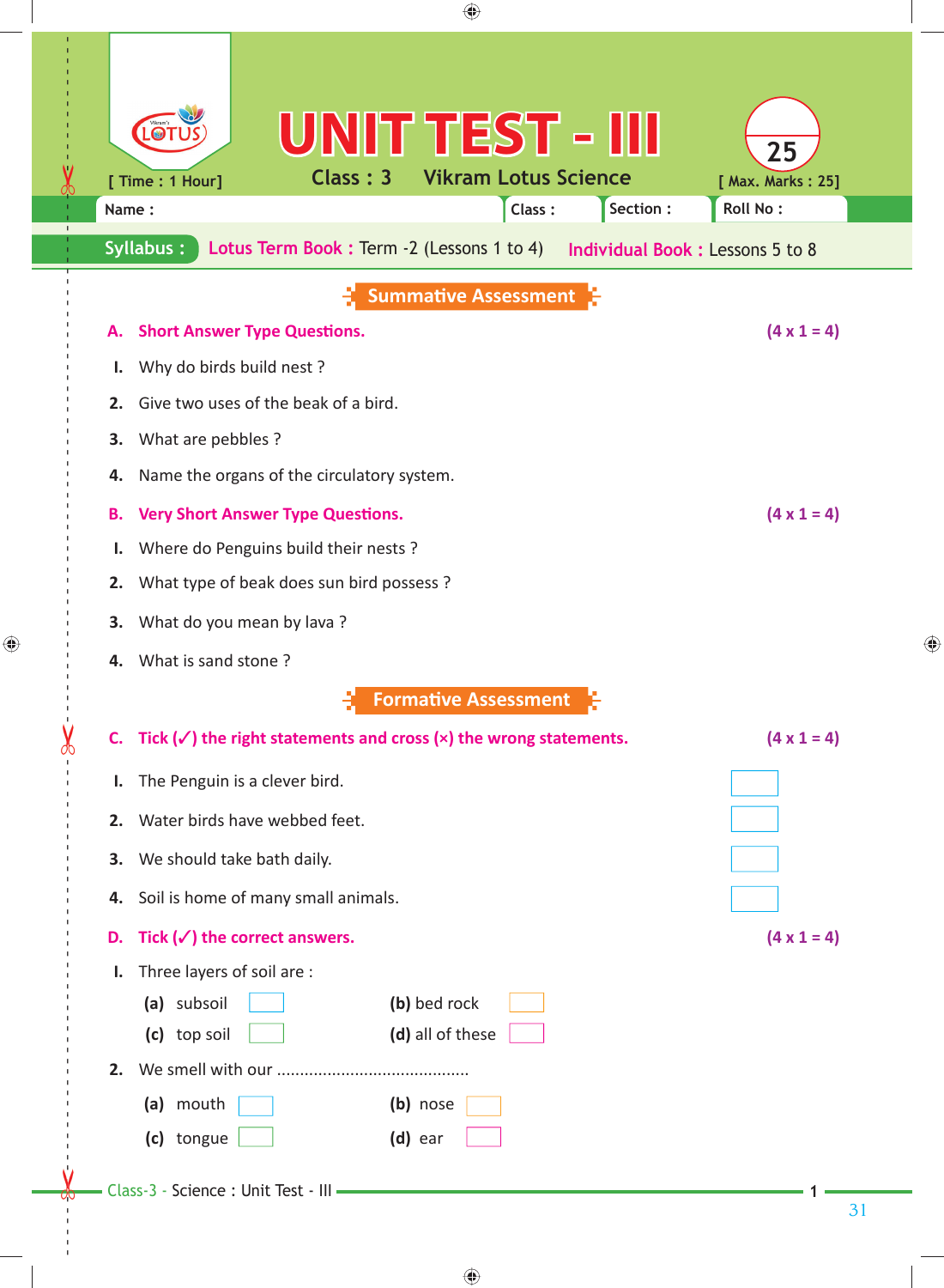# UNIT TEST - III

Class : 3 Vikram Lotus Science

[ Time : 1 Hour] [ Max. Marks : 25]

Name : Class : Section : Roll No :

**Syllabus :** Lotus Term Book : Term -2 (Lessons 1 to 4) Individual Book : Lessons 5 to 8

## Summative Assessment

**A. Short Answer Type Questions.** (4 x 1 = 4)

1. Why do birds build nest ?
2. Give two uses of the beak of a bird.
3. What are pebbles ?
4. Name the organs of the circulatory system.

**B. Very Short Answer Type Questions.** (4 x 1 = 4)

1. Where do Penguins build their nests ?
2. What type of beak does sun bird possess ?
3. What do you mean by lava ?
4. What is sand stone ?

## Formative Assessment

**C. Tick (✓) the right statements and cross (×) the wrong statements.** (4 x 1 = 4)

1. The Penguin is a clever bird. ☐
2. Water birds have webbed feet. ☐
3. We should take bath daily. ☐
4. Soil is home of many small animals. ☐

**D. Tick (✓) the correct answers.** (4 x 1 = 4)

1. Three layers of soil are :

   (a) subsoil ☐ (b) bed rock ☐

   (c) top soil ☐ (d) all of these ☐

2. We smell with our ..........................................

   (a) mouth ☐ (b) nose ☐

   (c) tongue ☐ (d) ear ☐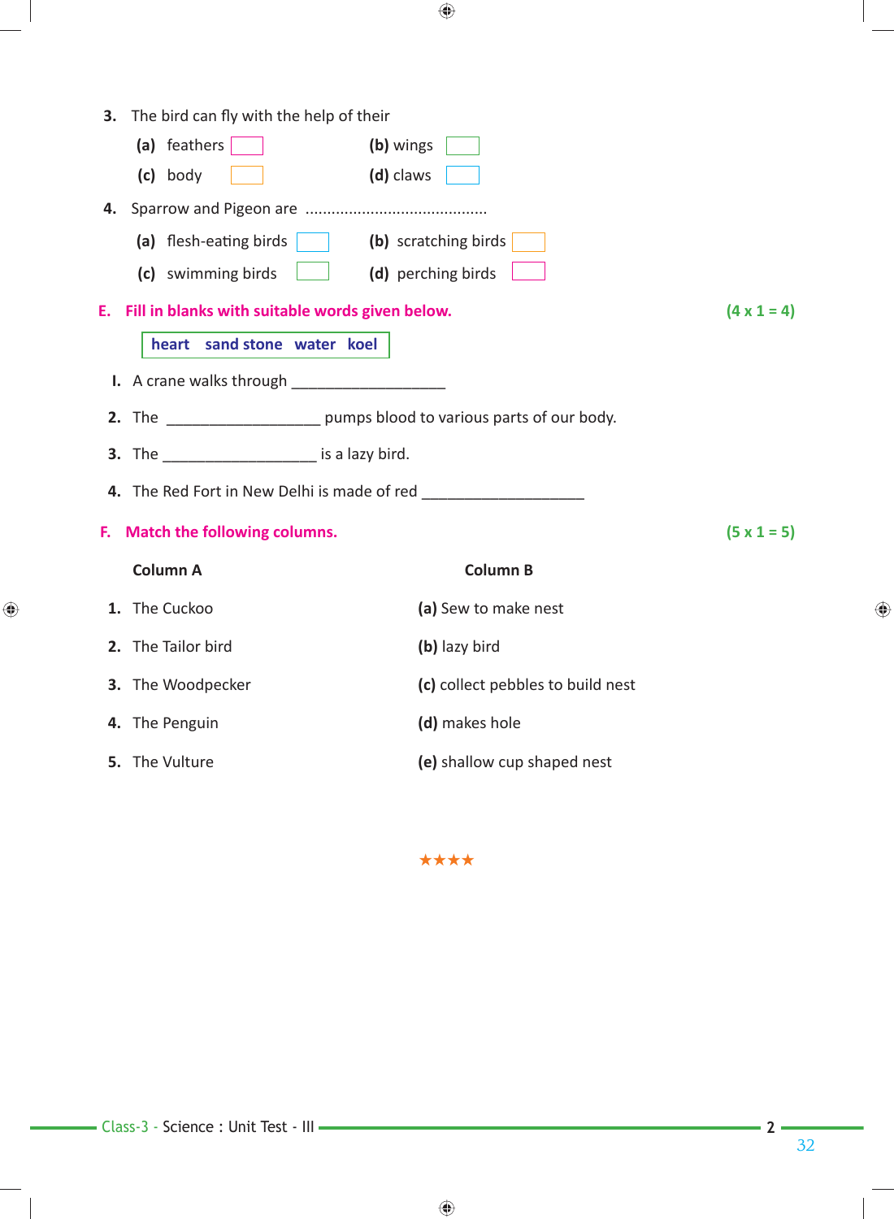3. The bird can fly with the help of their

(a) feathers ☐ (b) wings ☐

(c) body ☐ (d) claws ☐

4. Sparrow and Pigeon are ..........................................

(a) flesh-eating birds ☐ (b) scratching birds ☐

(c) swimming birds ☐ (d) perching birds ☐

**E. Fill in blanks with suitable words given below.** **(4 x 1 = 4)**

**heart sand stone water koel**

I. A crane walks through ___________________

2. The ___________________ pumps blood to various parts of our body.

3. The ___________________ is a lazy bird.

4. The Red Fort in New Delhi is made of red ____________________

**F. Match the following columns.** **(5 x 1 = 5)**

| Column A | Column B |
|---|---|
| 1. The Cuckoo | (a) Sew to make nest |
| 2. The Tailor bird | (b) lazy bird |
| 3. The Woodpecker | (c) collect pebbles to build nest |
| 4. The Penguin | (d) makes hole |
| 5. The Vulture | (e) shallow cup shaped nest |

★★★★